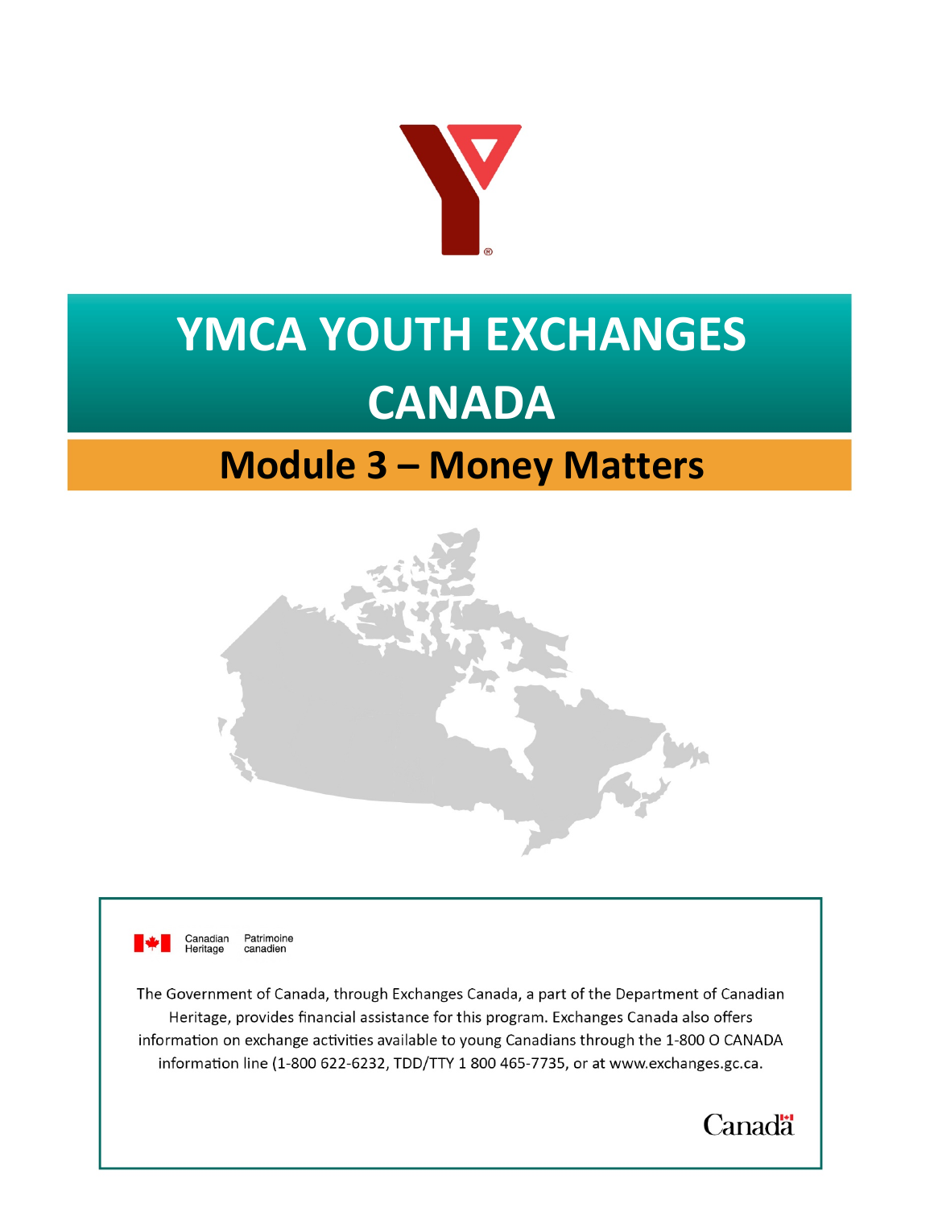# YMCA YOUTH EXCHANGES CANADA

## Module 3 – Money Matters

Canadian Heritage Patrimoine canadien

The Government of Canada, through Exchanges Canada, a part of the Department of Canadian Heritage, provides financial assistance for this program. Exchanges Canada also offers information on exchange activities available to young Canadians through the 1-800 O CANADA information line (1-800 622-6232, TDD/TTY 1 800 465-7735, or at www.exchanges.gc.ca.

Canada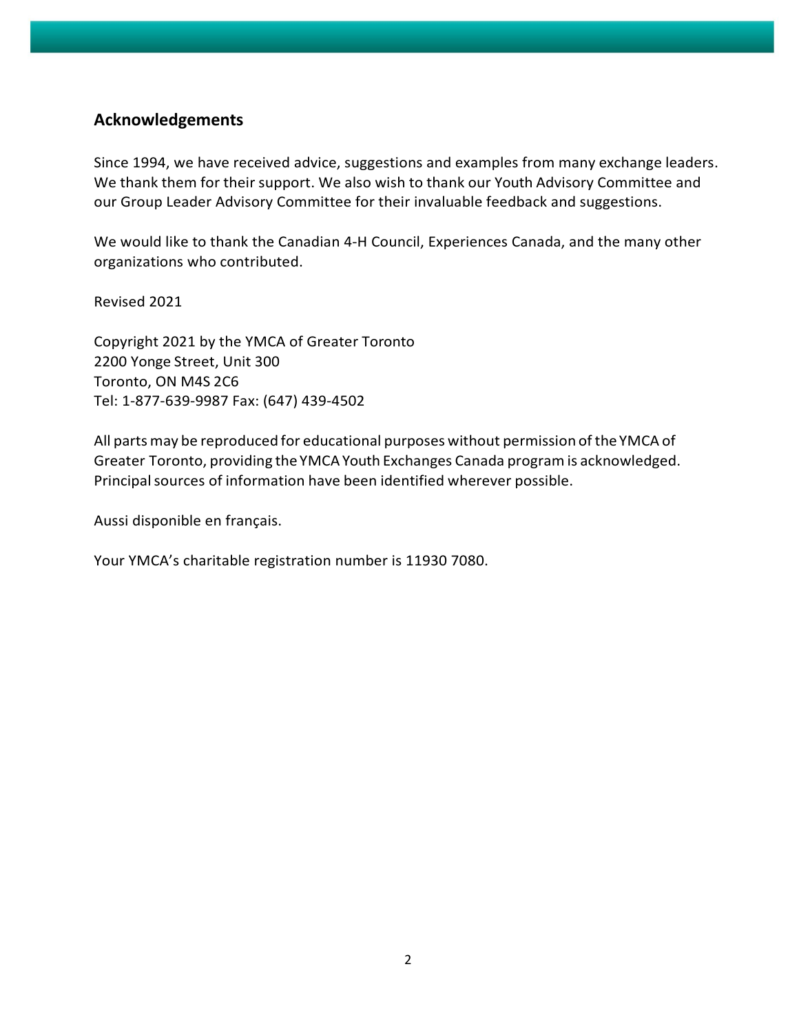## Acknowledgements

Since 1994, we have received advice, suggestions and examples from many exchange leaders. We thank them for their support. We also wish to thank our Youth Advisory Committee and our Group Leader Advisory Committee for their invaluable feedback and suggestions.

We would like to thank the Canadian 4-H Council, Experiences Canada, and the many other organizations who contributed.

Revised 2021

Copyright 2021 by the YMCA of Greater Toronto
2200 Yonge Street, Unit 300
Toronto, ON M4S 2C6
Tel: 1-877-639-9987 Fax: (647) 439-4502

All parts may be reproduced for educational purposes without permission of the YMCA of Greater Toronto, providing the YMCA Youth Exchanges Canada program is acknowledged. Principal sources of information have been identified wherever possible.

Aussi disponible en français.

Your YMCA's charitable registration number is 11930 7080.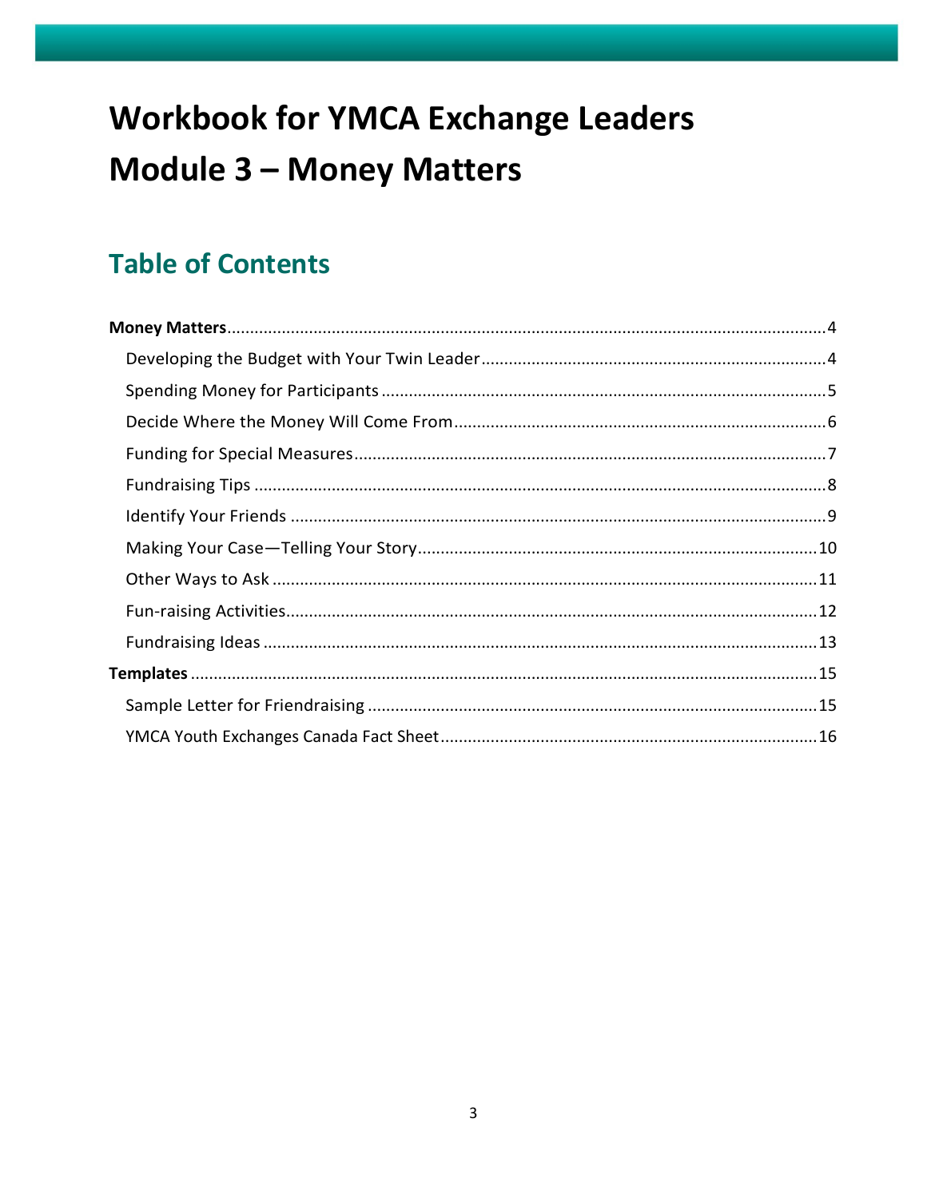# Workbook for YMCA Exchange Leaders
# Module 3 – Money Matters

## Table of Contents

**Money Matters** .......... 4
- Developing the Budget with Your Twin Leader .......... 4
- Spending Money for Participants .......... 5
- Decide Where the Money Will Come From .......... 6
- Funding for Special Measures .......... 7
- Fundraising Tips .......... 8
- Identify Your Friends .......... 9
- Making Your Case—Telling Your Story .......... 10
- Other Ways to Ask .......... 11
- Fun-raising Activities .......... 12
- Fundraising Ideas .......... 13

**Templates** .......... 15
- Sample Letter for Friendraising .......... 15
- YMCA Youth Exchanges Canada Fact Sheet .......... 16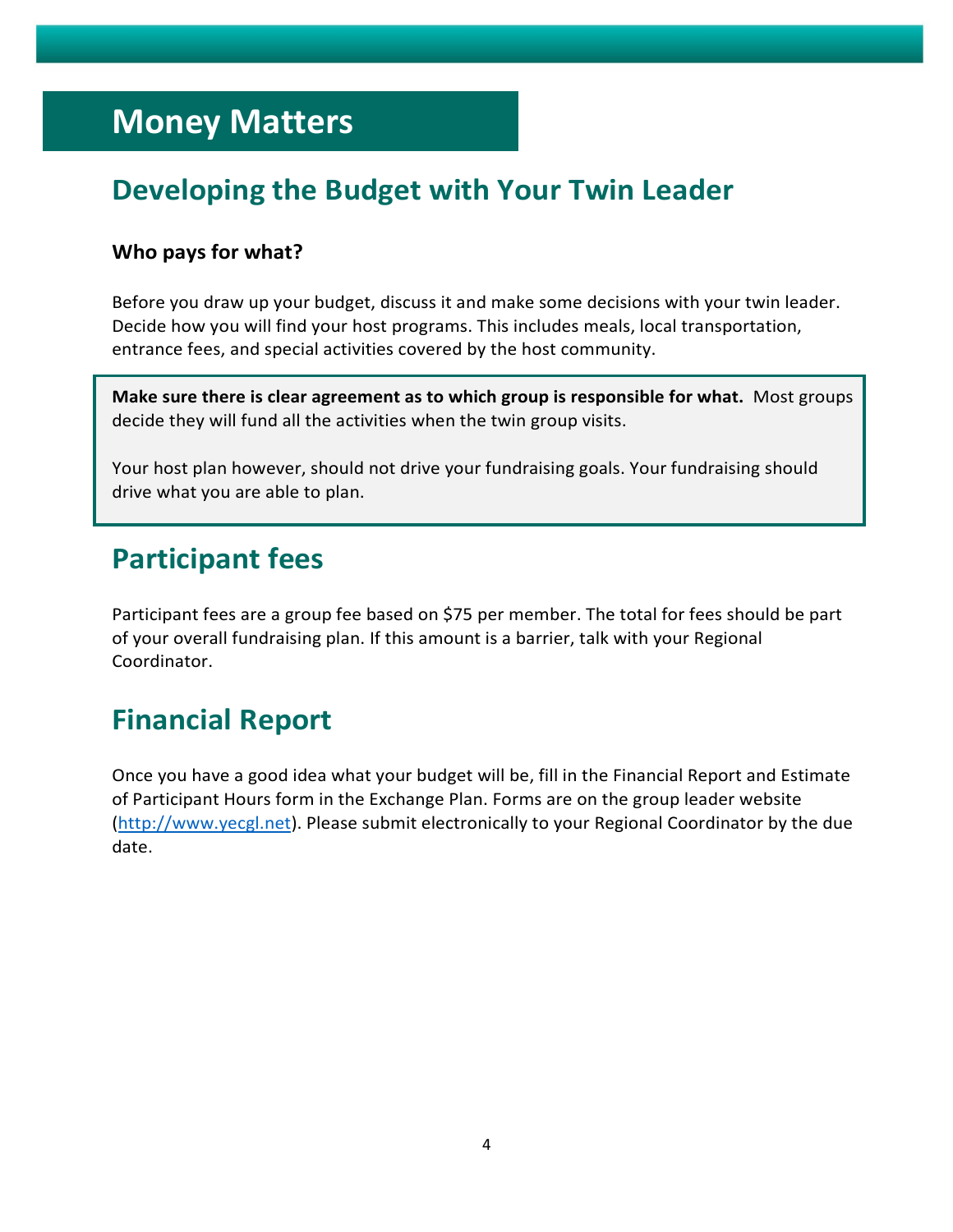# Money Matters

## Developing the Budget with Your Twin Leader

### Who pays for what?

Before you draw up your budget, discuss it and make some decisions with your twin leader. Decide how you will find your host programs. This includes meals, local transportation, entrance fees, and special activities covered by the host community.

**Make sure there is clear agreement as to which group is responsible for what.** Most groups decide they will fund all the activities when the twin group visits.

Your host plan however, should not drive your fundraising goals. Your fundraising should drive what you are able to plan.

## Participant fees

Participant fees are a group fee based on $75 per member. The total for fees should be part of your overall fundraising plan. If this amount is a barrier, talk with your Regional Coordinator.

## Financial Report

Once you have a good idea what your budget will be, fill in the Financial Report and Estimate of Participant Hours form in the Exchange Plan. Forms are on the group leader website ([http://www.yecgl.net](http://www.yecgl.net)). Please submit electronically to your Regional Coordinator by the due date.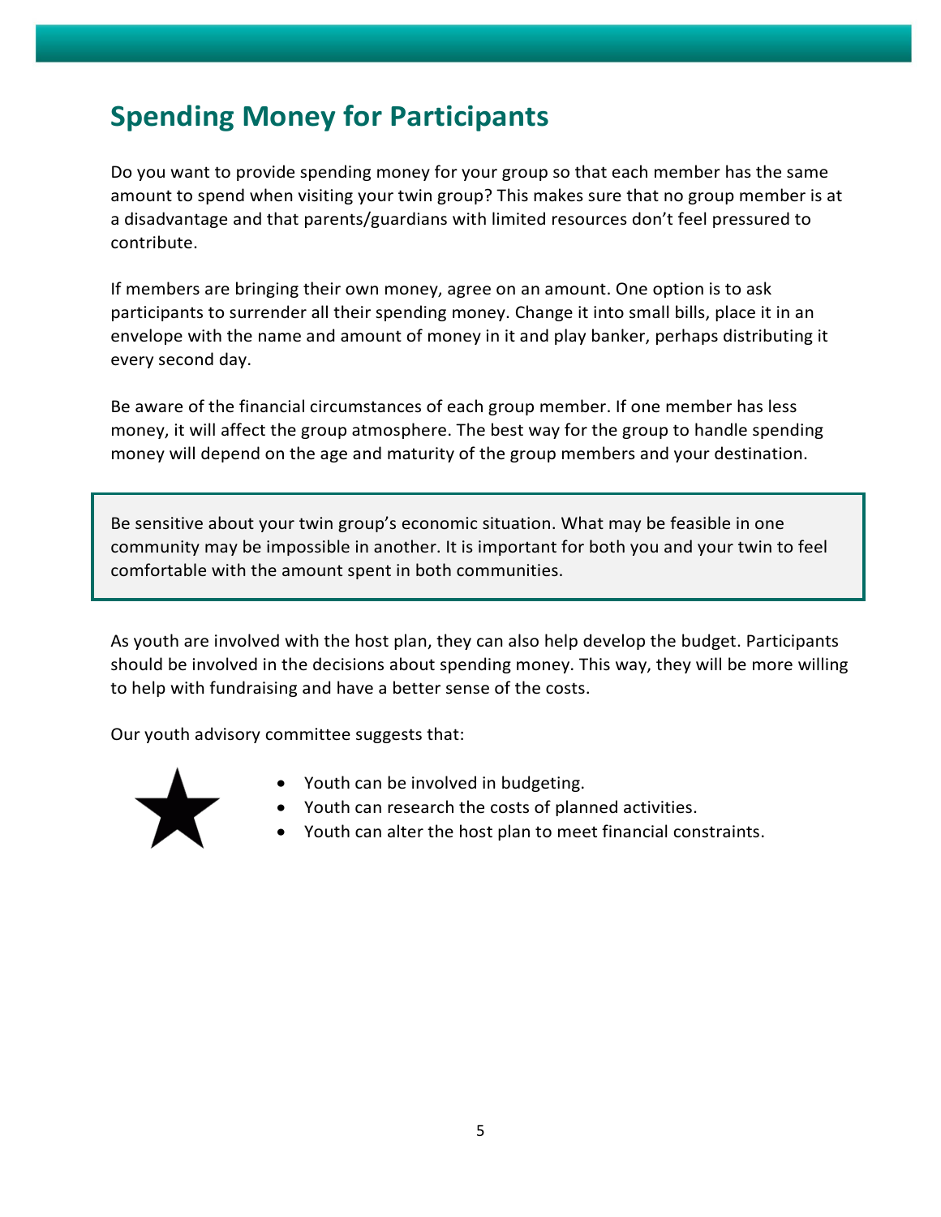## Spending Money for Participants

Do you want to provide spending money for your group so that each member has the same amount to spend when visiting your twin group? This makes sure that no group member is at a disadvantage and that parents/guardians with limited resources don't feel pressured to contribute.

If members are bringing their own money, agree on an amount. One option is to ask participants to surrender all their spending money. Change it into small bills, place it in an envelope with the name and amount of money in it and play banker, perhaps distributing it every second day.

Be aware of the financial circumstances of each group member. If one member has less money, it will affect the group atmosphere. The best way for the group to handle spending money will depend on the age and maturity of the group members and your destination.

> Be sensitive about your twin group's economic situation. What may be feasible in one community may be impossible in another. It is important for both you and your twin to feel comfortable with the amount spent in both communities.

As youth are involved with the host plan, they can also help develop the budget. Participants should be involved in the decisions about spending money. This way, they will be more willing to help with fundraising and have a better sense of the costs.

Our youth advisory committee suggests that:

- Youth can be involved in budgeting.
- Youth can research the costs of planned activities.
- Youth can alter the host plan to meet financial constraints.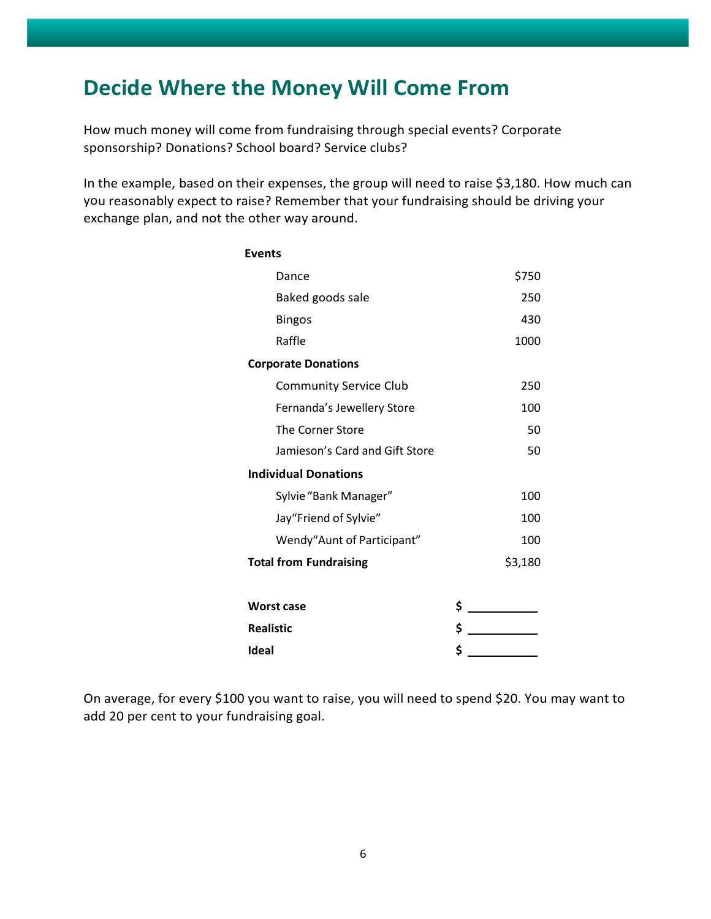## Decide Where the Money Will Come From

How much money will come from fundraising through special events? Corporate sponsorship? Donations? School board? Service clubs?

In the example, based on their expenses, the group will need to raise $3,180. How much can you reasonably expect to raise? Remember that your fundraising should be driving your exchange plan, and not the other way around.

| | |
|---|---|
| **Events** | |
| Dance | $750 |
| Baked goods sale | 250 |
| Bingos | 430 |
| Raffle | 1000 |
| **Corporate Donations** | |
| Community Service Club | 250 |
| Fernanda's Jewellery Store | 100 |
| The Corner Store | 50 |
| Jamieson's Card and Gift Store | 50 |
| **Individual Donations** | |
| Sylvie "Bank Manager" | 100 |
| Jay"Friend of Sylvie" | 100 |
| Wendy"Aunt of Participant" | 100 |
| **Total from Fundraising** | $3,180 |

| | |
|---|---|
| **Worst case** | **$** ________ |
| **Realistic** | **$** ________ |
| **Ideal** | **$** ________ |

On average, for every $100 you want to raise, you will need to spend $20. You may want to add 20 per cent to your fundraising goal.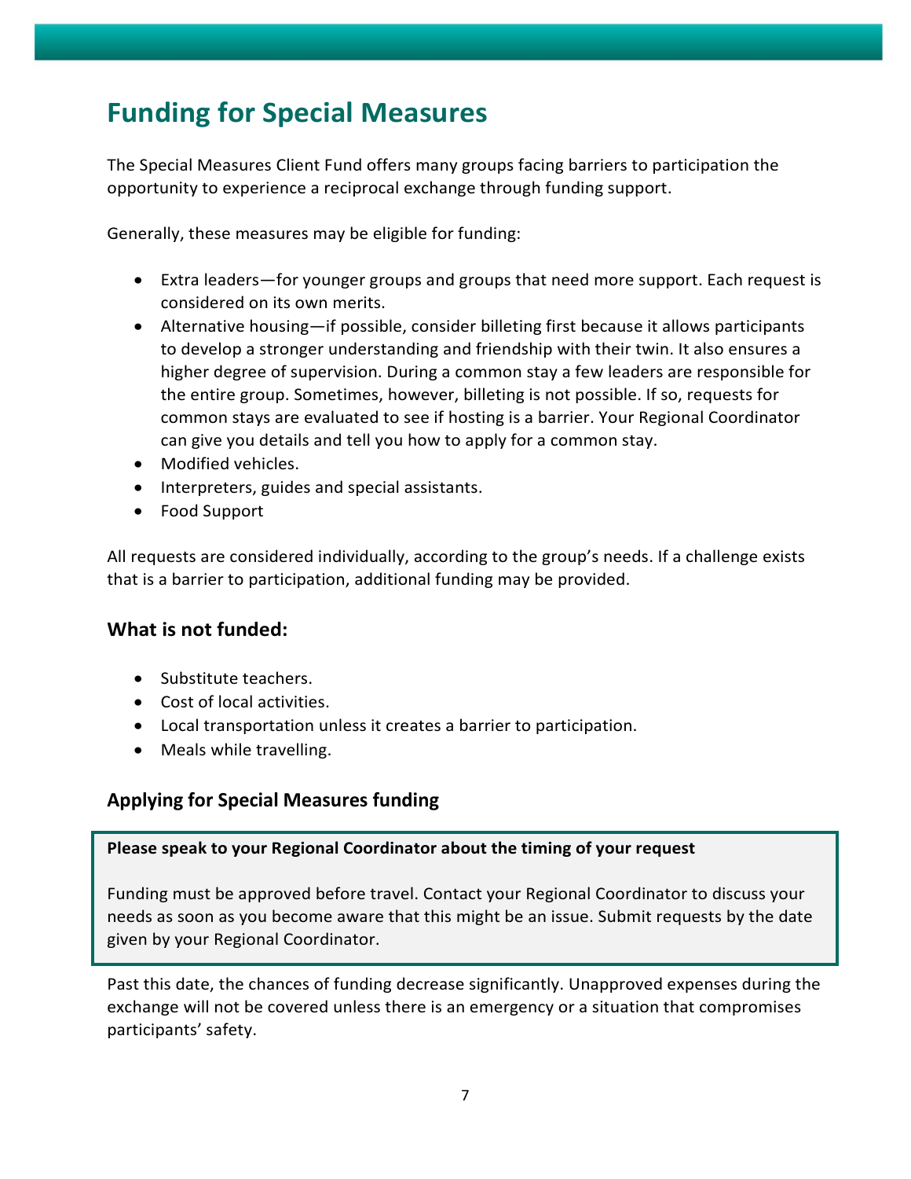# Funding for Special Measures

The Special Measures Client Fund offers many groups facing barriers to participation the opportunity to experience a reciprocal exchange through funding support.

Generally, these measures may be eligible for funding:

- Extra leaders—for younger groups and groups that need more support. Each request is considered on its own merits.
- Alternative housing—if possible, consider billeting first because it allows participants to develop a stronger understanding and friendship with their twin. It also ensures a higher degree of supervision. During a common stay a few leaders are responsible for the entire group. Sometimes, however, billeting is not possible. If so, requests for common stays are evaluated to see if hosting is a barrier. Your Regional Coordinator can give you details and tell you how to apply for a common stay.
- Modified vehicles.
- Interpreters, guides and special assistants.
- Food Support

All requests are considered individually, according to the group's needs. If a challenge exists that is a barrier to participation, additional funding may be provided.

### What is not funded:

- Substitute teachers.
- Cost of local activities.
- Local transportation unless it creates a barrier to participation.
- Meals while travelling.

### Applying for Special Measures funding

**Please speak to your Regional Coordinator about the timing of your request**

Funding must be approved before travel. Contact your Regional Coordinator to discuss your needs as soon as you become aware that this might be an issue. Submit requests by the date given by your Regional Coordinator.

Past this date, the chances of funding decrease significantly. Unapproved expenses during the exchange will not be covered unless there is an emergency or a situation that compromises participants' safety.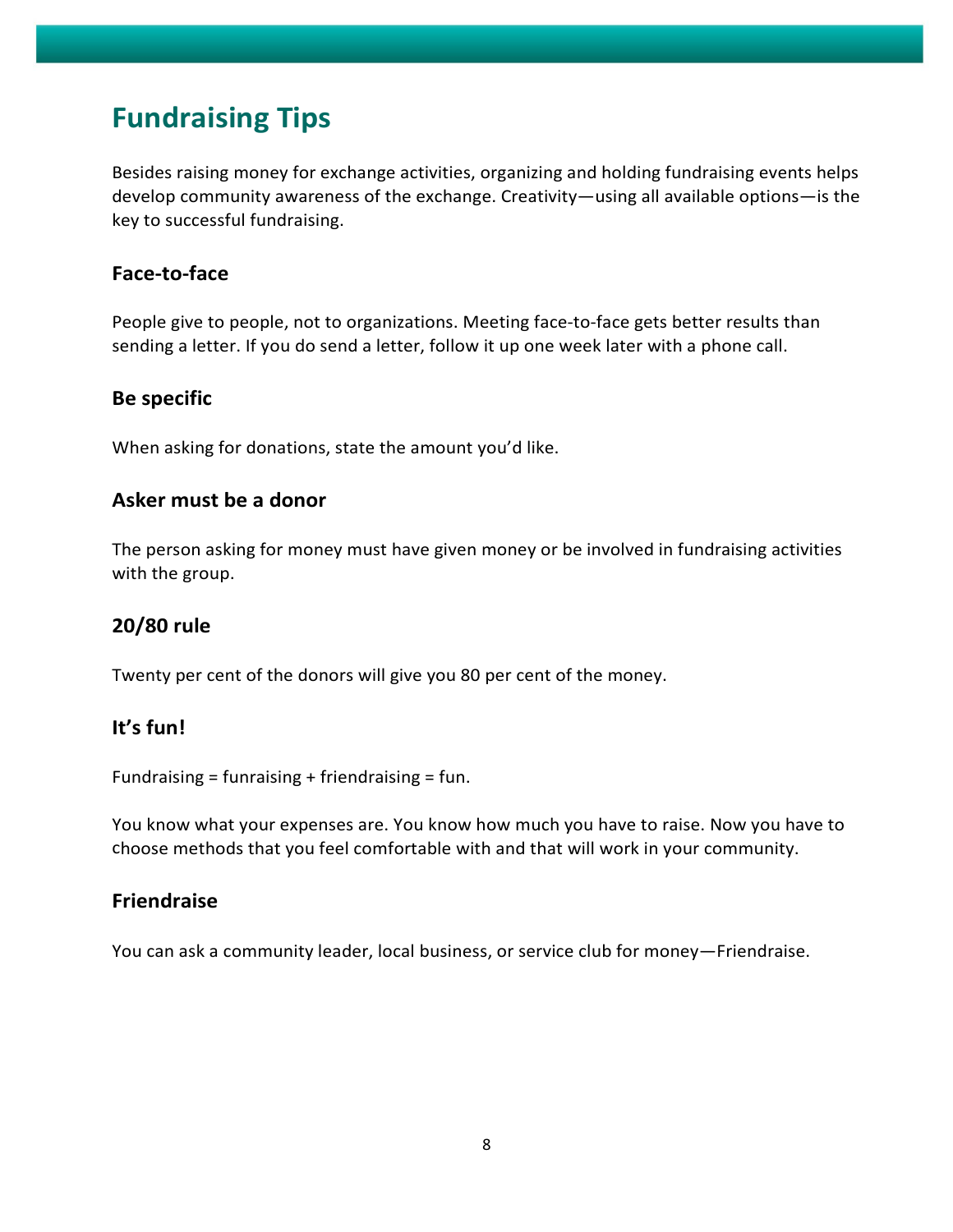# Fundraising Tips

Besides raising money for exchange activities, organizing and holding fundraising events helps develop community awareness of the exchange. Creativity—using all available options—is the key to successful fundraising.

## Face-to-face

People give to people, not to organizations. Meeting face-to-face gets better results than sending a letter. If you do send a letter, follow it up one week later with a phone call.

## Be specific

When asking for donations, state the amount you'd like.

## Asker must be a donor

The person asking for money must have given money or be involved in fundraising activities with the group.

## 20/80 rule

Twenty per cent of the donors will give you 80 per cent of the money.

## It's fun!

Fundraising = funraising + friendraising = fun.

You know what your expenses are. You know how much you have to raise. Now you have to choose methods that you feel comfortable with and that will work in your community.

## Friendraise

You can ask a community leader, local business, or service club for money—Friendraise.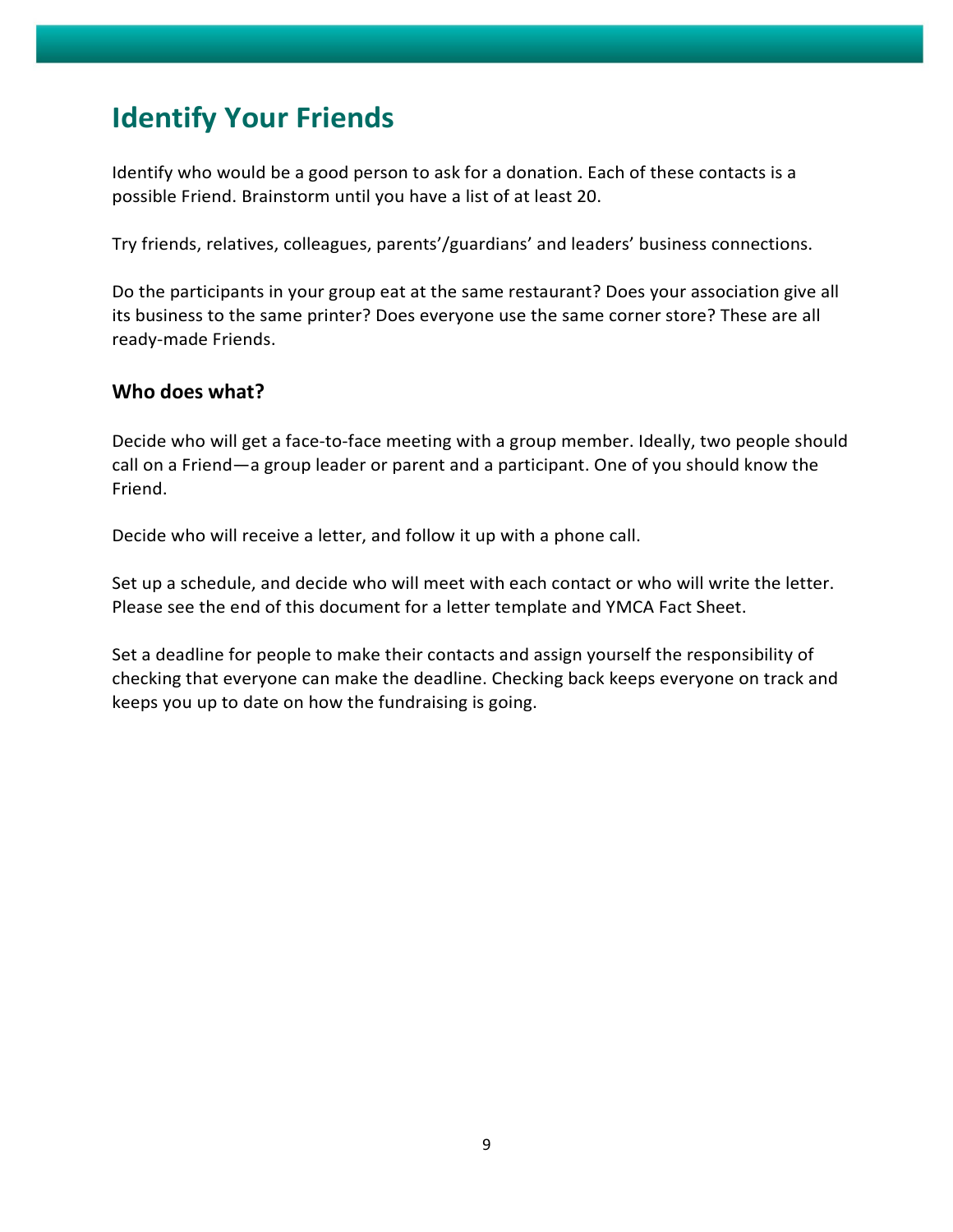# Identify Your Friends

Identify who would be a good person to ask for a donation. Each of these contacts is a possible Friend. Brainstorm until you have a list of at least 20.

Try friends, relatives, colleagues, parents'/guardians' and leaders' business connections.

Do the participants in your group eat at the same restaurant? Does your association give all its business to the same printer? Does everyone use the same corner store? These are all ready-made Friends.

## Who does what?

Decide who will get a face-to-face meeting with a group member. Ideally, two people should call on a Friend—a group leader or parent and a participant. One of you should know the Friend.

Decide who will receive a letter, and follow it up with a phone call.

Set up a schedule, and decide who will meet with each contact or who will write the letter. Please see the end of this document for a letter template and YMCA Fact Sheet.

Set a deadline for people to make their contacts and assign yourself the responsibility of checking that everyone can make the deadline. Checking back keeps everyone on track and keeps you up to date on how the fundraising is going.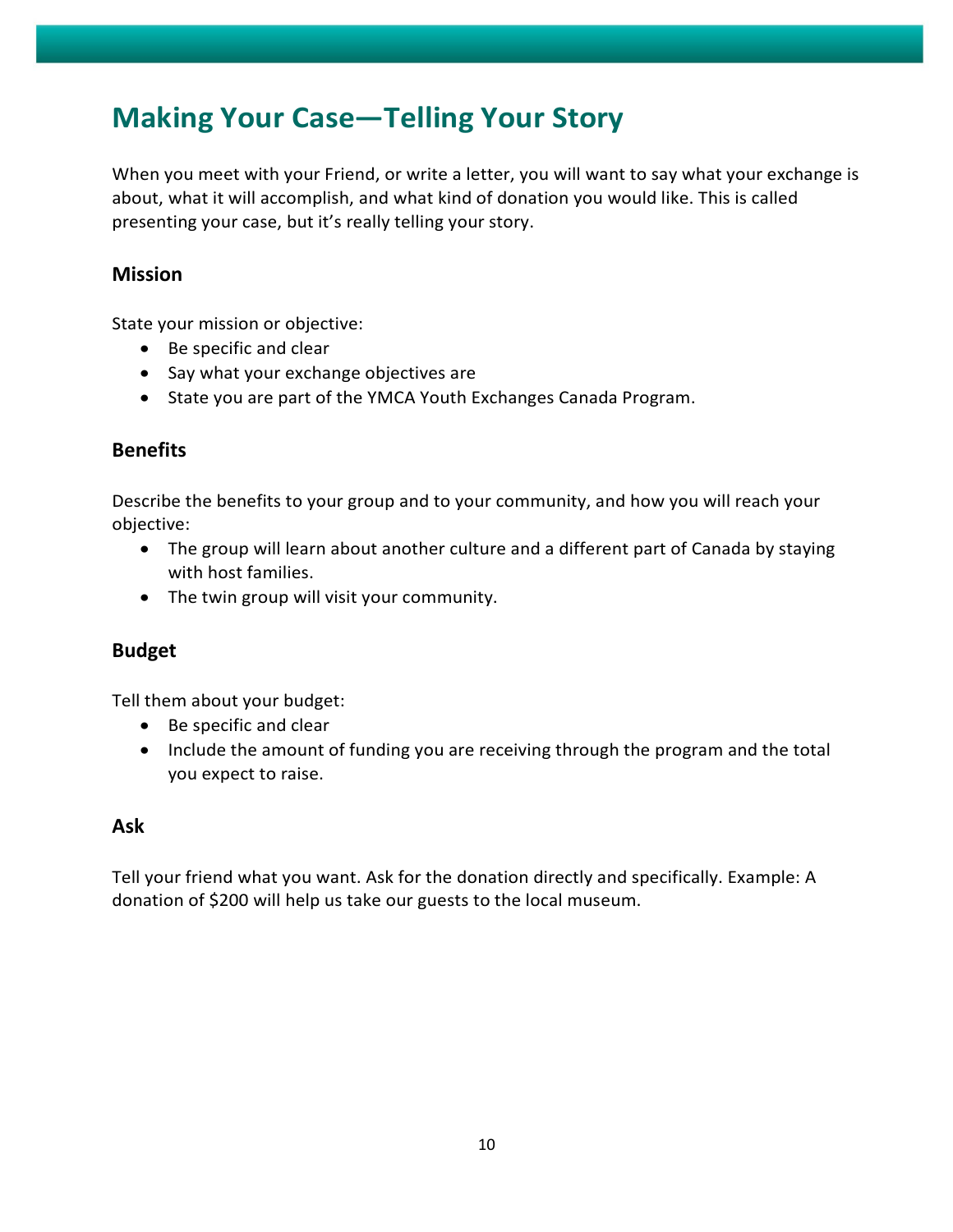# Making Your Case—Telling Your Story

When you meet with your Friend, or write a letter, you will want to say what your exchange is about, what it will accomplish, and what kind of donation you would like. This is called presenting your case, but it's really telling your story.

## Mission

State your mission or objective:

- Be specific and clear
- Say what your exchange objectives are
- State you are part of the YMCA Youth Exchanges Canada Program.

## Benefits

Describe the benefits to your group and to your community, and how you will reach your objective:

- The group will learn about another culture and a different part of Canada by staying with host families.
- The twin group will visit your community.

## Budget

Tell them about your budget:

- Be specific and clear
- Include the amount of funding you are receiving through the program and the total you expect to raise.

## Ask

Tell your friend what you want. Ask for the donation directly and specifically. Example: A donation of $200 will help us take our guests to the local museum.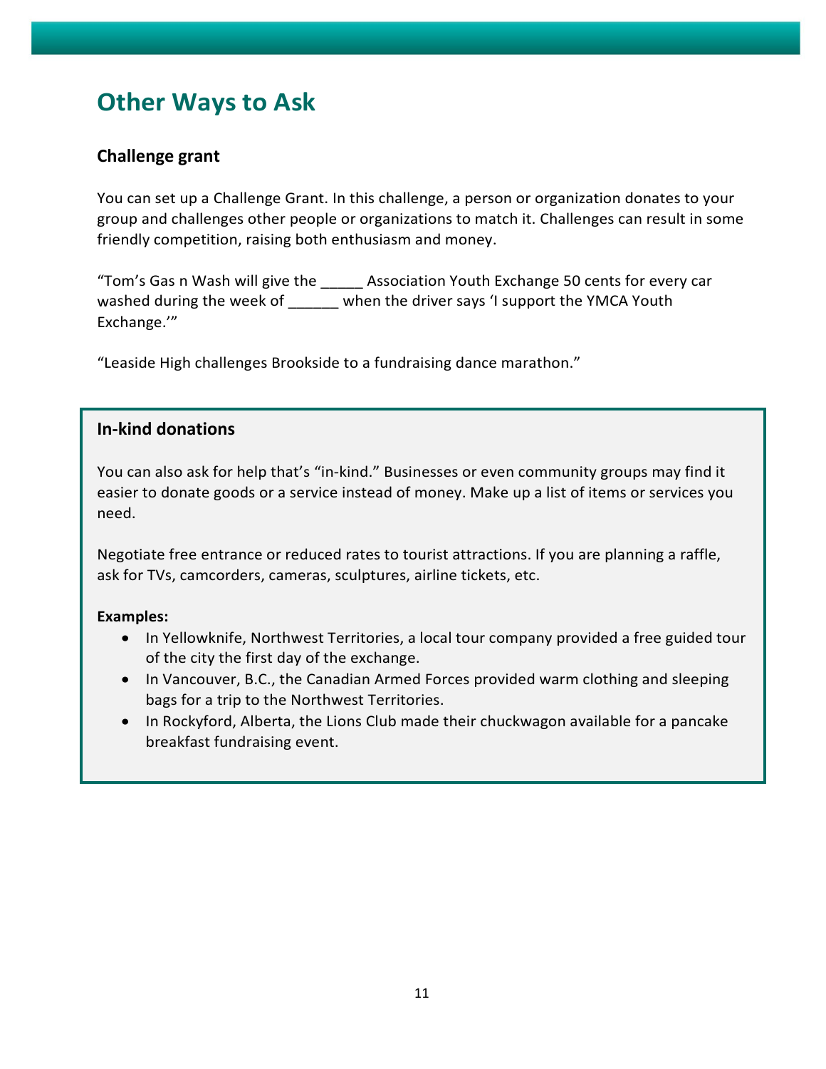# Other Ways to Ask

### Challenge grant

You can set up a Challenge Grant. In this challenge, a person or organization donates to your group and challenges other people or organizations to match it. Challenges can result in some friendly competition, raising both enthusiasm and money.

"Tom's Gas n Wash will give the _____ Association Youth Exchange 50 cents for every car washed during the week of ______ when the driver says 'I support the YMCA Youth Exchange.'"

"Leaside High challenges Brookside to a fundraising dance marathon."

### In-kind donations

You can also ask for help that's "in-kind." Businesses or even community groups may find it easier to donate goods or a service instead of money. Make up a list of items or services you need.

Negotiate free entrance or reduced rates to tourist attractions. If you are planning a raffle, ask for TVs, camcorders, cameras, sculptures, airline tickets, etc.

**Examples:**

- In Yellowknife, Northwest Territories, a local tour company provided a free guided tour of the city the first day of the exchange.
- In Vancouver, B.C., the Canadian Armed Forces provided warm clothing and sleeping bags for a trip to the Northwest Territories.
- In Rockyford, Alberta, the Lions Club made their chuckwagon available for a pancake breakfast fundraising event.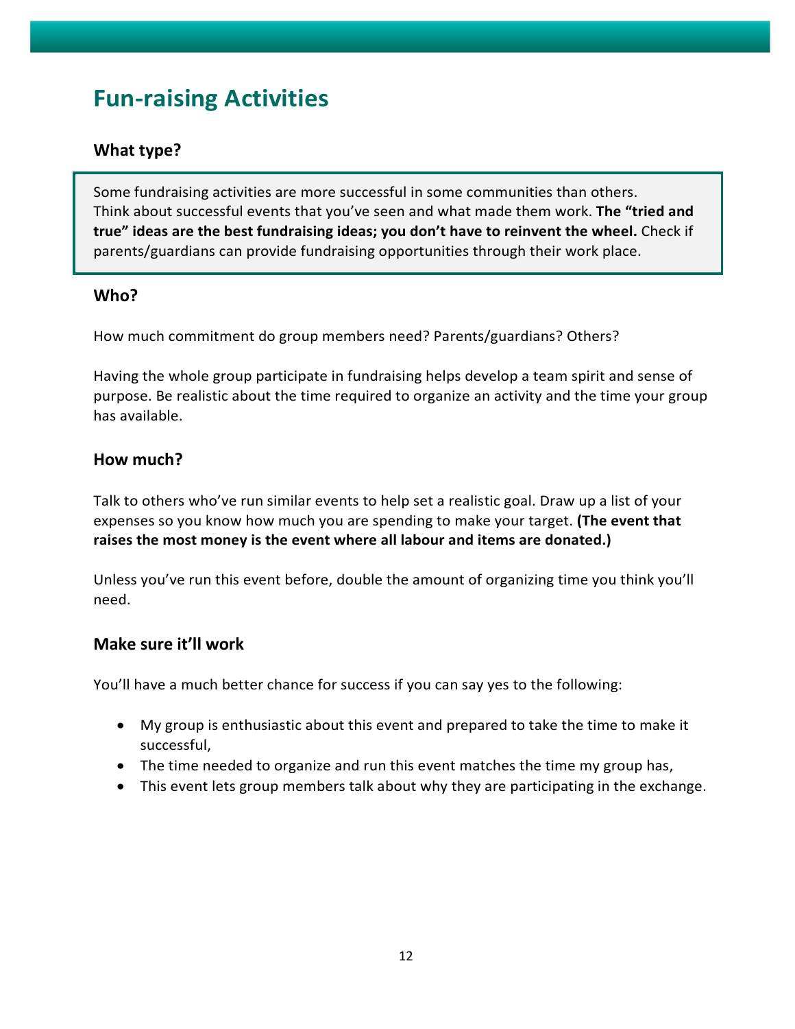# Fun-raising Activities

## What type?

Some fundraising activities are more successful in some communities than others. Think about successful events that you've seen and what made them work. **The "tried and true" ideas are the best fundraising ideas; you don't have to reinvent the wheel.** Check if parents/guardians can provide fundraising opportunities through their work place.

## Who?

How much commitment do group members need? Parents/guardians? Others?

Having the whole group participate in fundraising helps develop a team spirit and sense of purpose. Be realistic about the time required to organize an activity and the time your group has available.

## How much?

Talk to others who've run similar events to help set a realistic goal. Draw up a list of your expenses so you know how much you are spending to make your target. **(The event that raises the most money is the event where all labour and items are donated.)**

Unless you've run this event before, double the amount of organizing time you think you'll need.

## Make sure it'll work

You'll have a much better chance for success if you can say yes to the following:

- My group is enthusiastic about this event and prepared to take the time to make it successful,
- The time needed to organize and run this event matches the time my group has,
- This event lets group members talk about why they are participating in the exchange.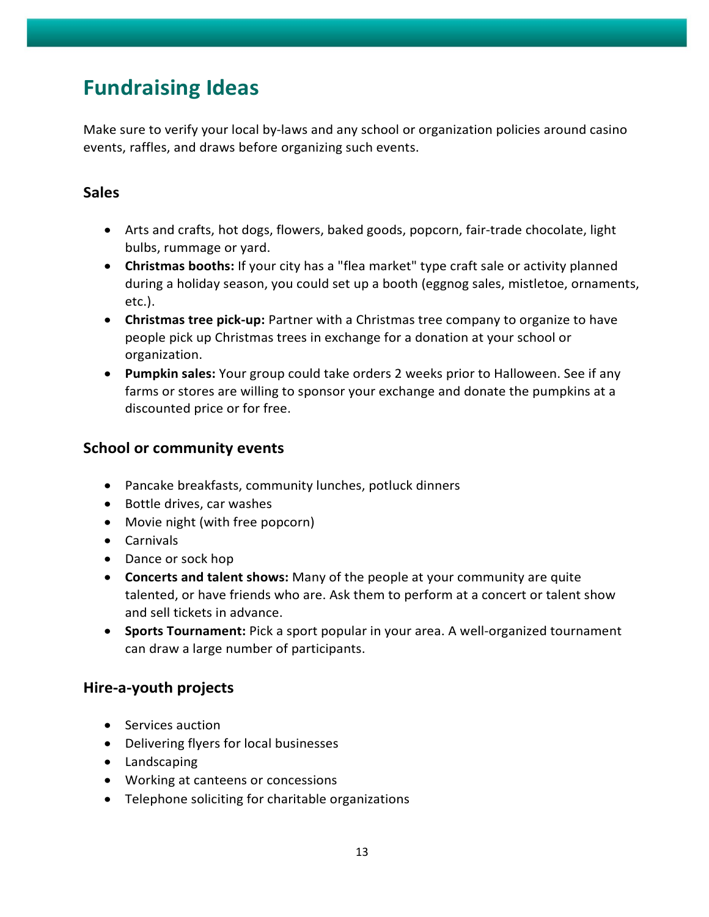# Fundraising Ideas

Make sure to verify your local by-laws and any school or organization policies around casino events, raffles, and draws before organizing such events.

### Sales

- Arts and crafts, hot dogs, flowers, baked goods, popcorn, fair-trade chocolate, light bulbs, rummage or yard.
- **Christmas booths:** If your city has a "flea market" type craft sale or activity planned during a holiday season, you could set up a booth (eggnog sales, mistletoe, ornaments, etc.).
- **Christmas tree pick-up:** Partner with a Christmas tree company to organize to have people pick up Christmas trees in exchange for a donation at your school or organization.
- **Pumpkin sales:** Your group could take orders 2 weeks prior to Halloween. See if any farms or stores are willing to sponsor your exchange and donate the pumpkins at a discounted price or for free.

### School or community events

- Pancake breakfasts, community lunches, potluck dinners
- Bottle drives, car washes
- Movie night (with free popcorn)
- Carnivals
- Dance or sock hop
- **Concerts and talent shows:** Many of the people at your community are quite talented, or have friends who are. Ask them to perform at a concert or talent show and sell tickets in advance.
- **Sports Tournament:** Pick a sport popular in your area. A well-organized tournament can draw a large number of participants.

### Hire-a-youth projects

- Services auction
- Delivering flyers for local businesses
- Landscaping
- Working at canteens or concessions
- Telephone soliciting for charitable organizations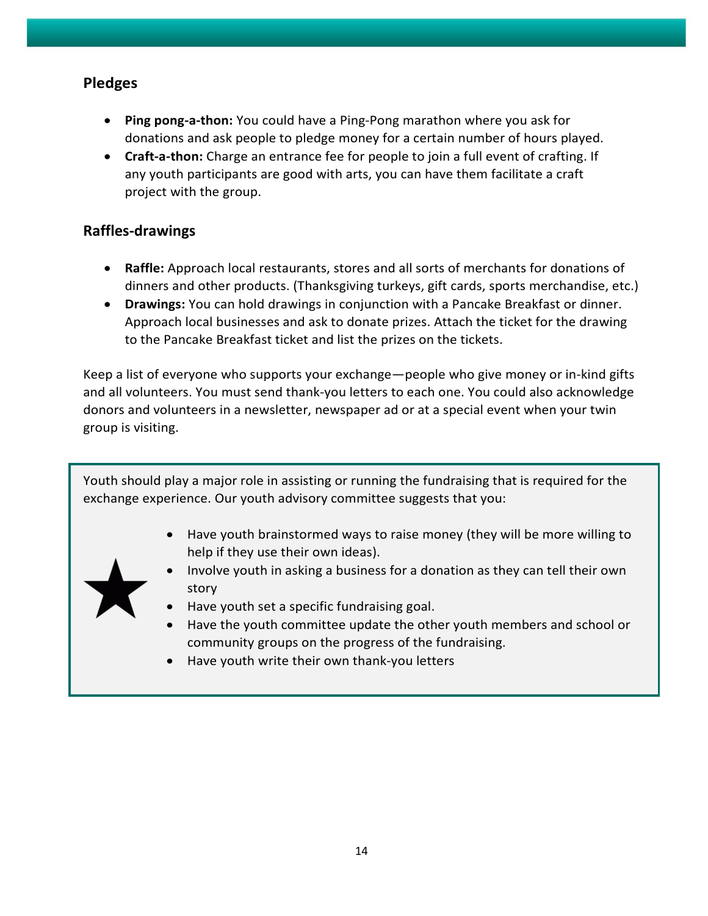## Pledges

- **Ping pong-a-thon:** You could have a Ping-Pong marathon where you ask for donations and ask people to pledge money for a certain number of hours played.
- **Craft-a-thon:** Charge an entrance fee for people to join a full event of crafting. If any youth participants are good with arts, you can have them facilitate a craft project with the group.

## Raffles-drawings

- **Raffle:** Approach local restaurants, stores and all sorts of merchants for donations of dinners and other products. (Thanksgiving turkeys, gift cards, sports merchandise, etc.)
- **Drawings:** You can hold drawings in conjunction with a Pancake Breakfast or dinner. Approach local businesses and ask to donate prizes. Attach the ticket for the drawing to the Pancake Breakfast ticket and list the prizes on the tickets.

Keep a list of everyone who supports your exchange—people who give money or in-kind gifts and all volunteers. You must send thank-you letters to each one. You could also acknowledge donors and volunteers in a newsletter, newspaper ad or at a special event when your twin group is visiting.

Youth should play a major role in assisting or running the fundraising that is required for the exchange experience. Our youth advisory committee suggests that you:

- Have youth brainstormed ways to raise money (they will be more willing to help if they use their own ideas).
- Involve youth in asking a business for a donation as they can tell their own story
- Have youth set a specific fundraising goal.
- Have the youth committee update the other youth members and school or community groups on the progress of the fundraising.
- Have youth write their own thank-you letters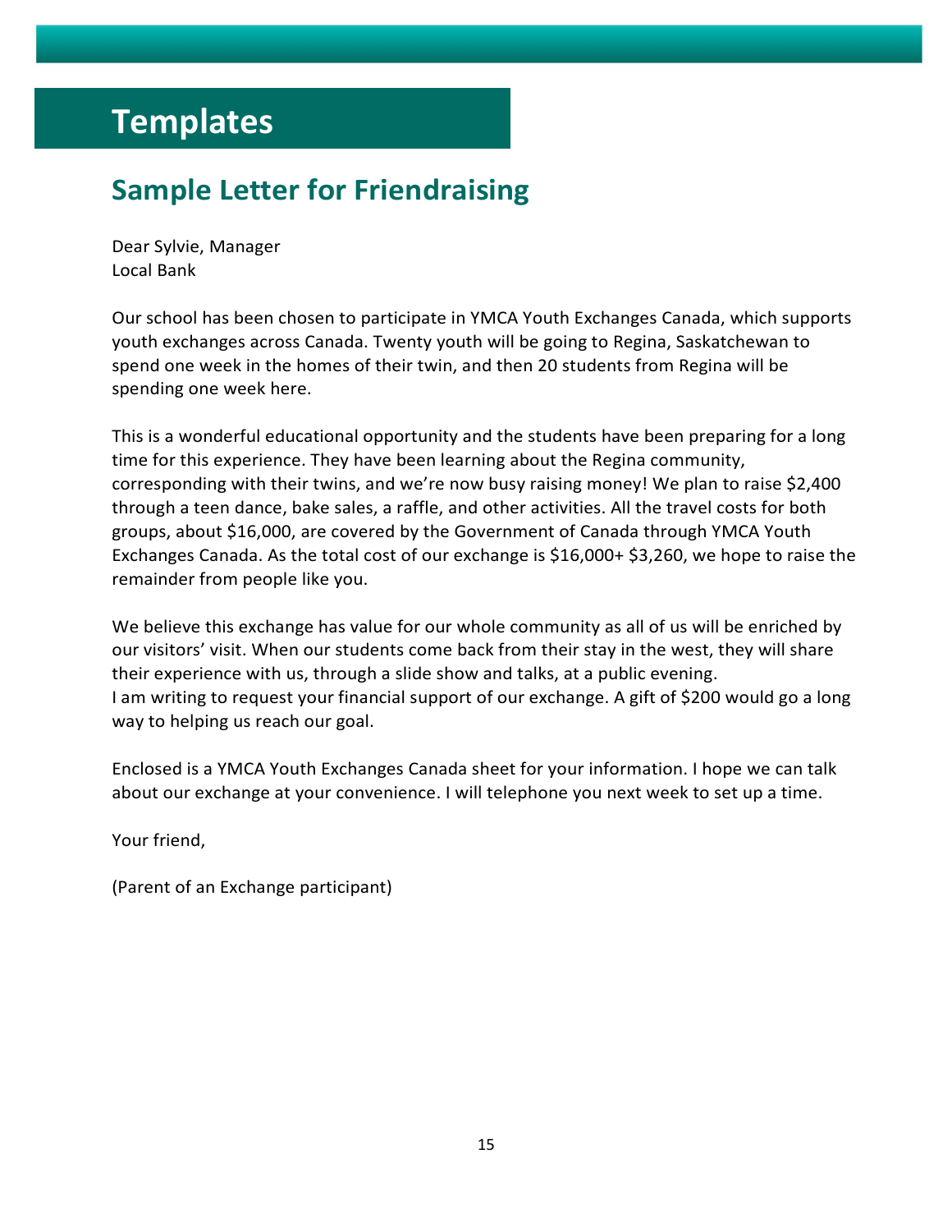# Templates

## Sample Letter for Friendraising

Dear Sylvie, Manager
Local Bank

Our school has been chosen to participate in YMCA Youth Exchanges Canada, which supports youth exchanges across Canada. Twenty youth will be going to Regina, Saskatchewan to spend one week in the homes of their twin, and then 20 students from Regina will be spending one week here.

This is a wonderful educational opportunity and the students have been preparing for a long time for this experience. They have been learning about the Regina community, corresponding with their twins, and we're now busy raising money! We plan to raise $2,400 through a teen dance, bake sales, a raffle, and other activities. All the travel costs for both groups, about $16,000, are covered by the Government of Canada through YMCA Youth Exchanges Canada. As the total cost of our exchange is $16,000+ $3,260, we hope to raise the remainder from people like you.

We believe this exchange has value for our whole community as all of us will be enriched by our visitors' visit. When our students come back from their stay in the west, they will share their experience with us, through a slide show and talks, at a public evening.
I am writing to request your financial support of our exchange. A gift of $200 would go a long way to helping us reach our goal.

Enclosed is a YMCA Youth Exchanges Canada sheet for your information. I hope we can talk about our exchange at your convenience. I will telephone you next week to set up a time.

Your friend,

(Parent of an Exchange participant)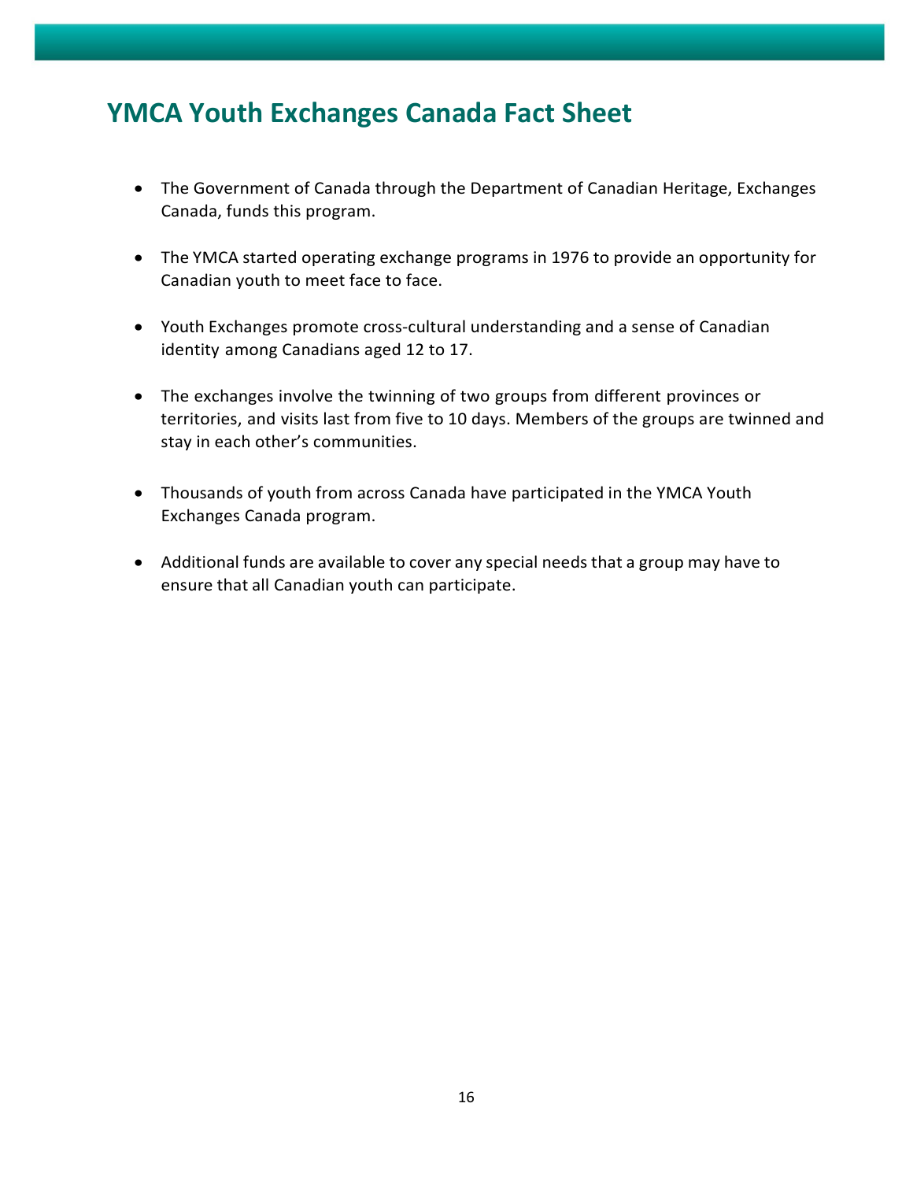# YMCA Youth Exchanges Canada Fact Sheet

- The Government of Canada through the Department of Canadian Heritage, Exchanges Canada, funds this program.
- The YMCA started operating exchange programs in 1976 to provide an opportunity for Canadian youth to meet face to face.
- Youth Exchanges promote cross-cultural understanding and a sense of Canadian identity among Canadians aged 12 to 17.
- The exchanges involve the twinning of two groups from different provinces or territories, and visits last from five to 10 days. Members of the groups are twinned and stay in each other's communities.
- Thousands of youth from across Canada have participated in the YMCA Youth Exchanges Canada program.
- Additional funds are available to cover any special needs that a group may have to ensure that all Canadian youth can participate.